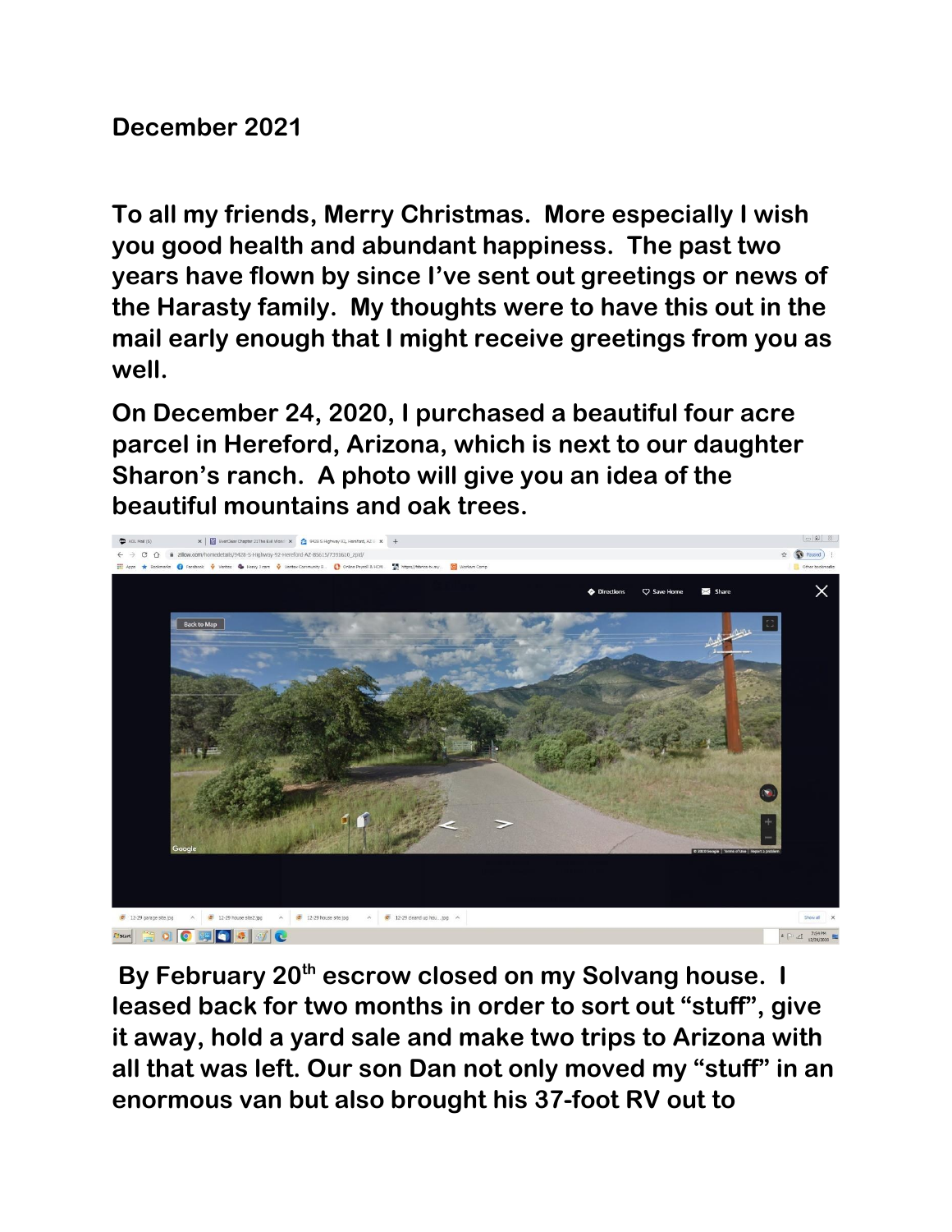December 2021

To all my friends, Merry Christmas. More especially I wish you good health and abundant happiness. The past two years have flown by since I've sent out greetings or news of the Harasty family. My thoughts were to have this out in the mail early enough that I might receive greetings from you as well.

On December 24, 2020, I purchased a beautiful four acre parcel in Hereford, Arizona, which is next to our daughter Sharon's ranch. A photo will give you an idea of the beautiful mountains and oak trees.

By February 20th escrow closed on my Solvang house. I leased back for two months in order to sort out "stuff", give it away, hold a yard sale and make two trips to Arizona with all that was left. Our son Dan not only moved my "stuff" in an enormous van but also brought his 37-foot RV out to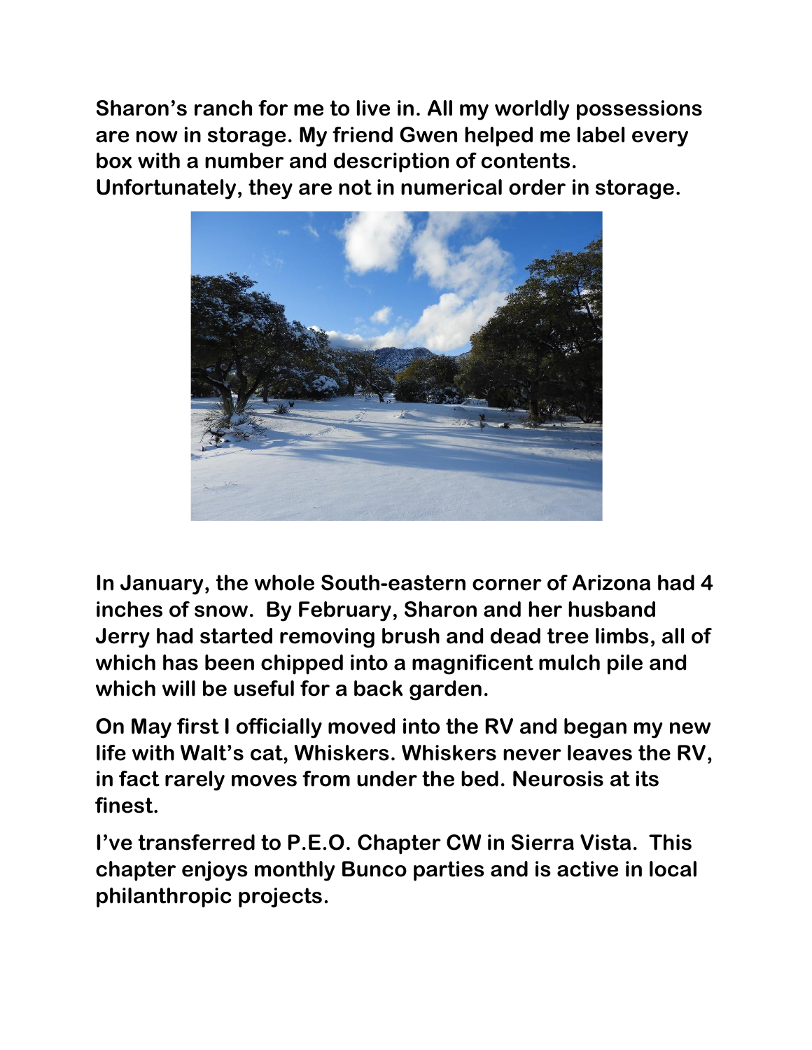Sharon's ranch for me to live in. All my worldly possessions are now in storage. My friend Gwen helped me label every box with a number and description of contents. Unfortunately, they are not in numerical order in storage.

In January, the whole South-eastern corner of Arizona had 4 inches of snow. By February, Sharon and her husband Jerry had started removing brush and dead tree limbs, all of which has been chipped into a magnificent mulch pile and which will be useful for a back garden.

On May first I officially moved into the RV and began my new life with Walt's cat, Whiskers. Whiskers never leaves the RV, in fact rarely moves from under the bed. Neurosis at its finest.

I've transferred to P.E.O. Chapter CW in Sierra Vista. This chapter enjoys monthly Bunco parties and is active in local philanthropic projects.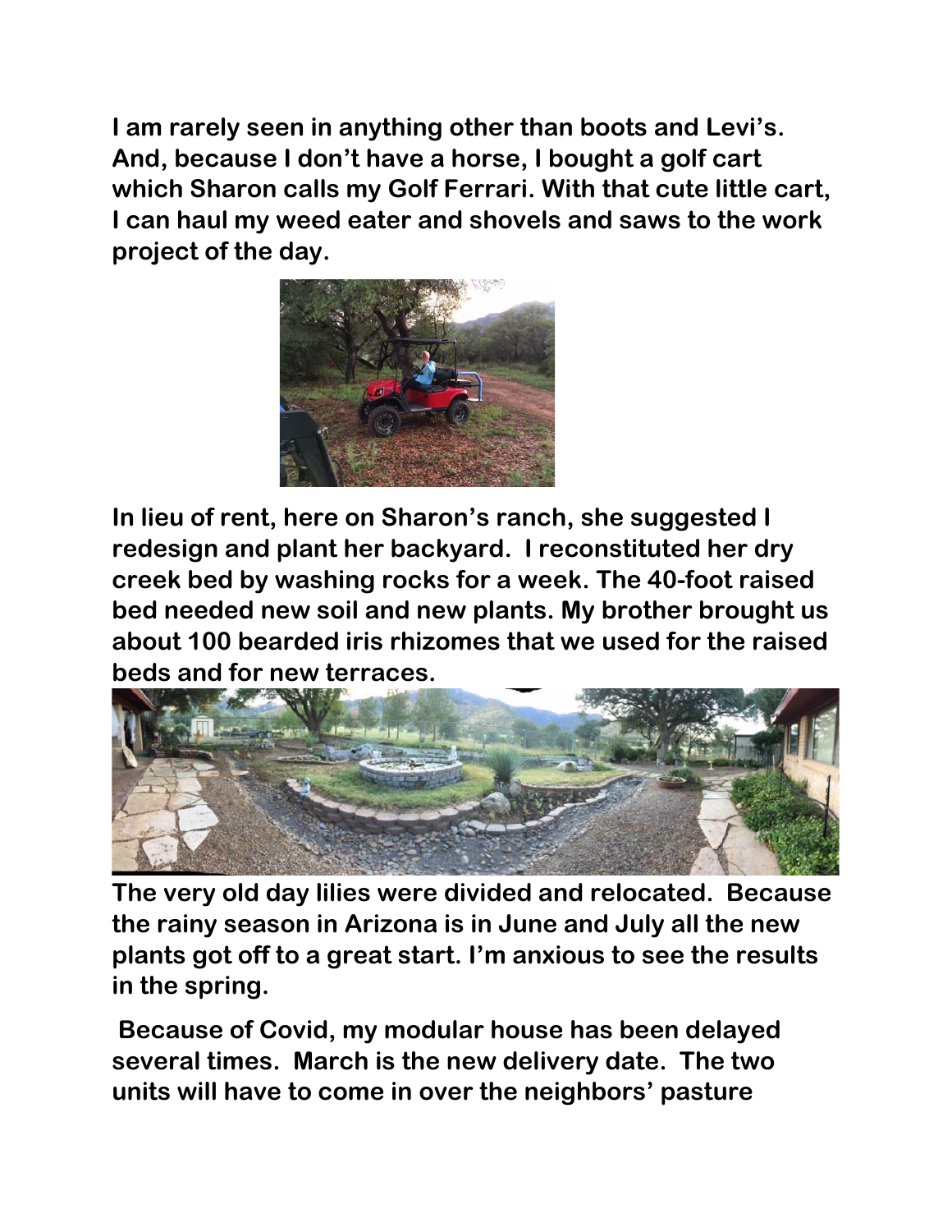**I am rarely seen in anything other than boots and Levi's. And, because I don't have a horse, I bought a golf cart which Sharon calls my Golf Ferrari. With that cute little cart, I can haul my weed eater and shovels and saws to the work project of the day.**

**In lieu of rent, here on Sharon's ranch, she suggested I redesign and plant her backyard. I reconstituted her dry creek bed by washing rocks for a week. The 40-foot raised bed needed new soil and new plants. My brother brought us about 100 bearded iris rhizomes that we used for the raised beds and for new terraces.**

**The very old day lilies were divided and relocated. Because the rainy season in Arizona is in June and July all the new plants got off to a great start. I'm anxious to see the results in the spring.**

**Because of Covid, my modular house has been delayed several times. March is the new delivery date. The two units will have to come in over the neighbors' pasture**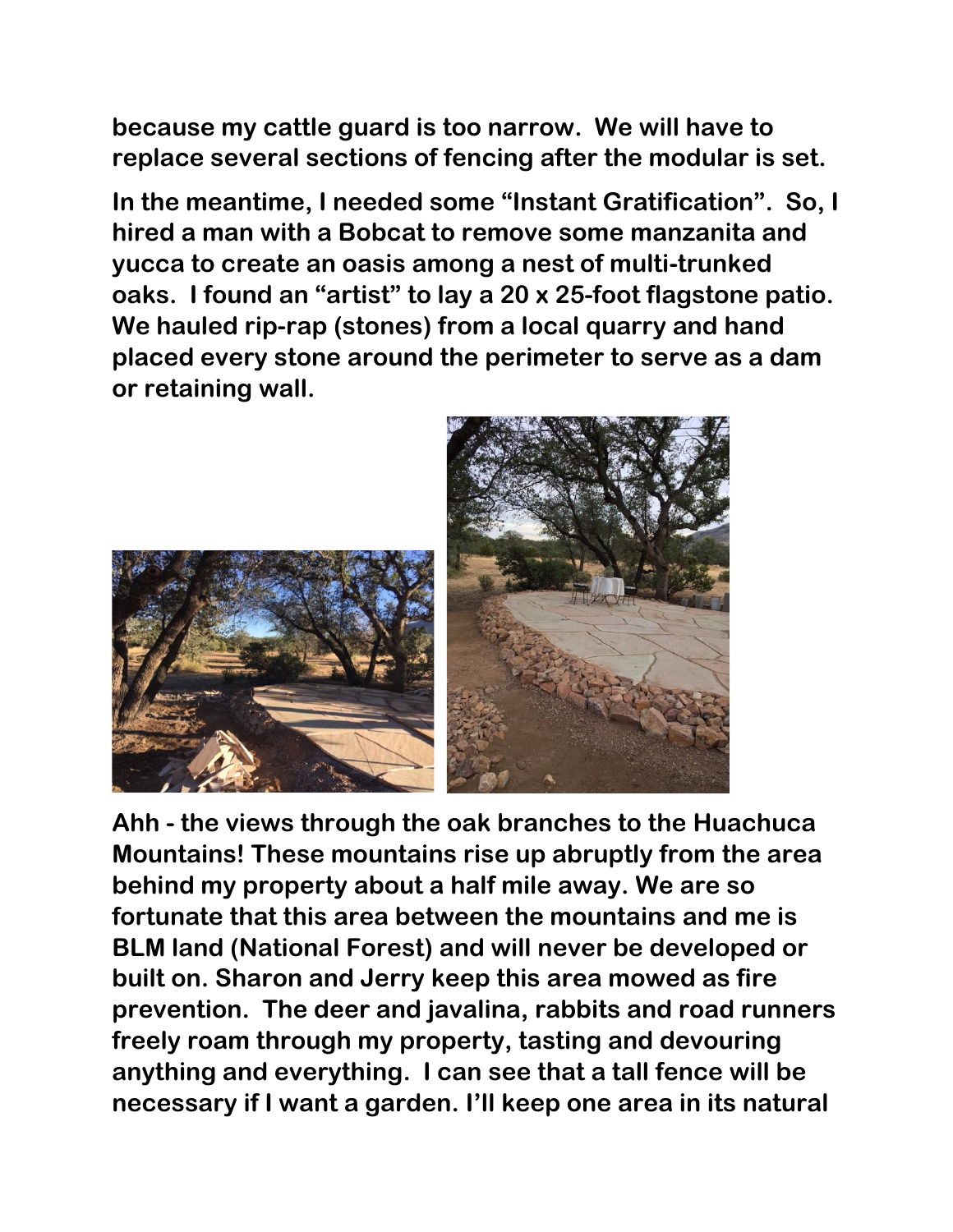because my cattle guard is too narrow. We will have to replace several sections of fencing after the modular is set.

In the meantime, I needed some "Instant Gratification". So, I hired a man with a Bobcat to remove some manzanita and yucca to create an oasis among a nest of multi-trunked oaks. I found an "artist" to lay a 20 x 25-foot flagstone patio. We hauled rip-rap (stones) from a local quarry and hand placed every stone around the perimeter to serve as a dam or retaining wall.

Ahh - the views through the oak branches to the Huachuca Mountains! These mountains rise up abruptly from the area behind my property about a half mile away. We are so fortunate that this area between the mountains and me is BLM land (National Forest) and will never be developed or built on. Sharon and Jerry keep this area mowed as fire prevention. The deer and javalina, rabbits and road runners freely roam through my property, tasting and devouring anything and everything. I can see that a tall fence will be necessary if I want a garden. I'll keep one area in its natural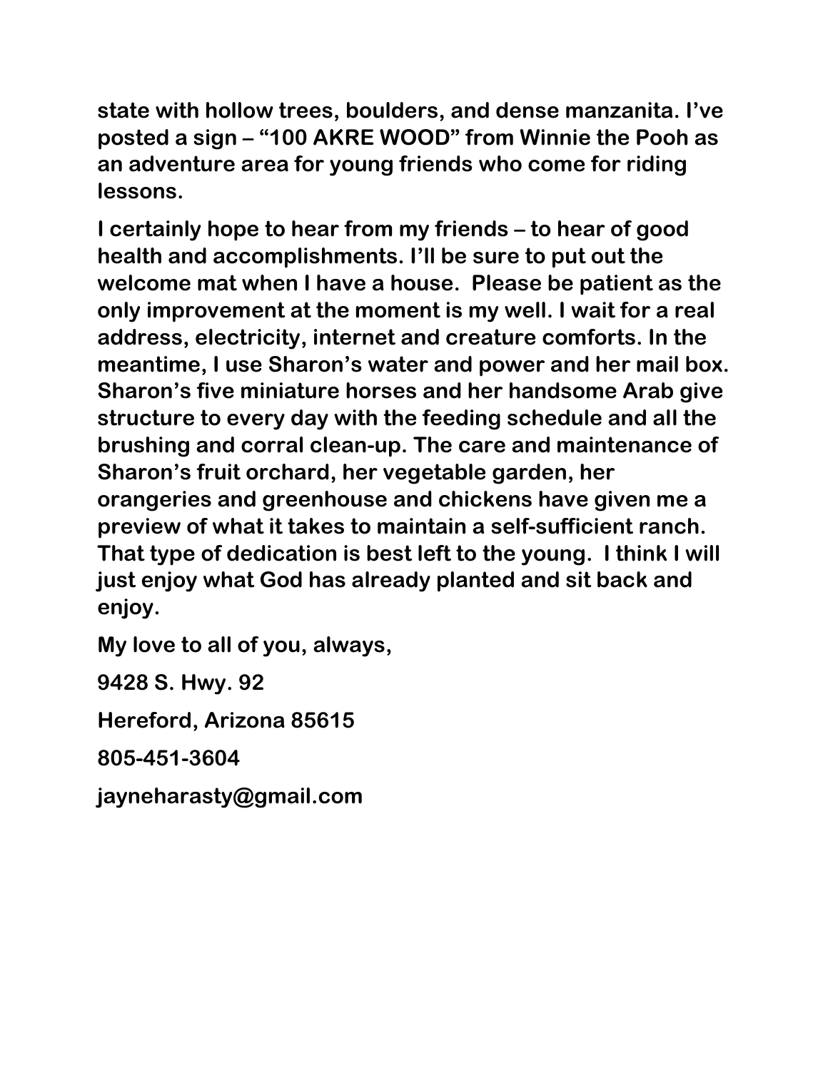**state with hollow trees, boulders, and dense manzanita. I've posted a sign – "100 AKRE WOOD" from Winnie the Pooh as an adventure area for young friends who come for riding lessons.**

**I certainly hope to hear from my friends – to hear of good health and accomplishments. I'll be sure to put out the welcome mat when I have a house. Please be patient as the only improvement at the moment is my well. I wait for a real address, electricity, internet and creature comforts. In the meantime, I use Sharon's water and power and her mail box. Sharon's five miniature horses and her handsome Arab give structure to every day with the feeding schedule and all the brushing and corral clean-up. The care and maintenance of Sharon's fruit orchard, her vegetable garden, her orangeries and greenhouse and chickens have given me a preview of what it takes to maintain a self-sufficient ranch. That type of dedication is best left to the young. I think I will just enjoy what God has already planted and sit back and enjoy.**

**My love to all of you, always,**

**9428 S. Hwy. 92**

**Hereford, Arizona 85615**

**805-451-3604**

**jayneharasty@gmail.com**